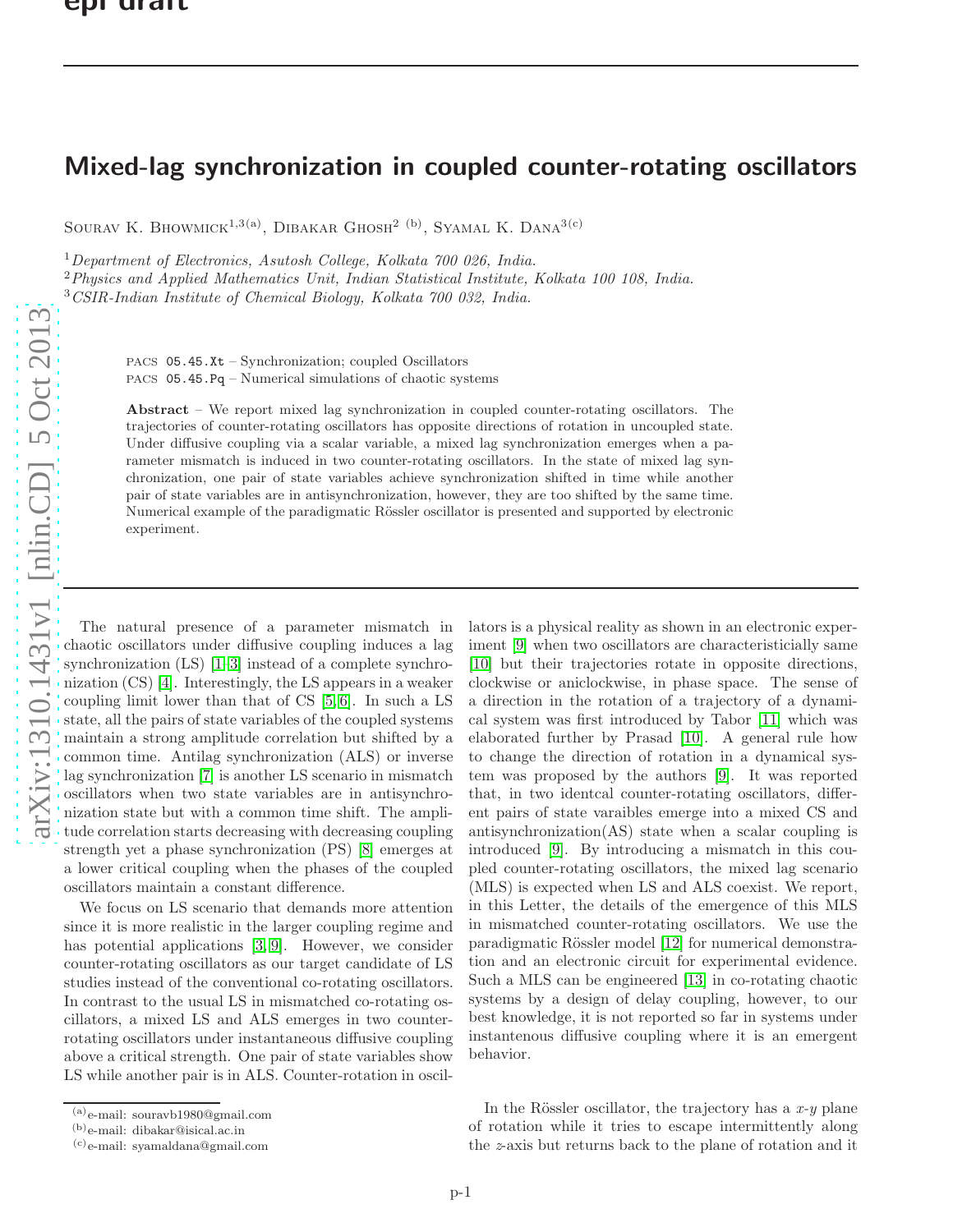# Mixed-lag synchronization in coupled counter-rotating oscillators

SOURAV K. BHOWMICK[1,3(a)], DIBAKAR GHOSH[2 (b)], SYAMAL K. DANA[3(c)]

[1] *Department of Electronics, Asutosh College, Kolkata 700 026, India.*
[2] *Physics and Applied Mathematics Unit, Indian Statistical Institute, Kolkata 100 108, India.*
[3] *CSIR-Indian Institute of Chemical Biology, Kolkata 700 032, India.*

PACS 05.45.Xt – Synchronization; coupled Oscillators
PACS 05.45.Pq – Numerical simulations of chaotic systems

**Abstract** – We report mixed lag synchronization in coupled counter-rotating oscillators. The trajectories of counter-rotating oscillators has opposite directions of rotation in uncoupled state. Under diffusive coupling via a scalar variable, a mixed lag synchronization emerges when a parameter mismatch is induced in two counter-rotating oscillators. In the state of mixed lag synchronization, one pair of state variables achieve synchronization shifted in time while another pair of state variables are in antisynchronization, however, they are too shifted by the same time. Numerical example of the paradigmatic Rössler oscillator is presented and supported by electronic experiment.

The natural presence of a parameter mismatch in chaotic oscillators under diffusive coupling induces a lag synchronization (LS) [1–3] instead of a complete synchronization (CS) [4]. Interestingly, the LS appears in a weaker coupling limit lower than that of CS [5,6]. In such a LS state, all the pairs of state variables of the coupled systems maintain a strong amplitude correlation but shifted by a common time. Antilag synchronization (ALS) or inverse lag synchronization [7] is another LS scenario in mismatch oscillators when two state variables are in antisynchronization state but with a common time shift. The amplitude correlation starts decreasing with decreasing coupling strength yet a phase synchronization (PS) [8] emerges at a lower critical coupling when the phases of the coupled oscillators maintain a constant difference.

We focus on LS scenario that demands more attention since it is more realistic in the larger coupling regime and has potential applications [3,9]. However, we consider counter-rotating oscillators as our target candidate of LS studies instead of the conventional co-rotating oscillators. In contrast to the usual LS in mismatched co-rotating oscillators, a mixed LS and ALS emerges in two counter-rotating oscillators under instantaneous diffusive coupling above a critical strength. One pair of state variables show LS while another pair is in ALS. Counter-rotation in oscillators is a physical reality as shown in an electronic experiment [9] when two oscillators are characteristicially same [10] but their trajectories rotate in opposite directions, clockwise or aniclockwise, in phase space. The sense of a direction in the rotation of a trajectory of a dynamical system was first introduced by Tabor [11] which was elaborated further by Prasad [10]. A general rule how to change the direction of rotation in a dynamical system was proposed by the authors [9]. It was reported that, in two identcal counter-rotating oscillators, different pairs of state varaibles emerge into a mixed CS and antisynchronization(AS) state when a scalar coupling is introduced [9]. By introducing a mismatch in this coupled counter-rotating oscillators, the mixed lag scenario (MLS) is expected when LS and ALS coexist. We report, in this Letter, the details of the emergence of this MLS in mismatched counter-rotating oscillators. We use the paradigmatic Rössler model [12] for numerical demonstration and an electronic circuit for experimental evidence. Such a MLS can be engineered [13] in co-rotating chaotic systems by a design of delay coupling, however, to our best knowledge, it is not reported so far in systems under instantenous diffusive coupling where it is an emergent behavior.

In the Rössler oscillator, the trajectory has a $x$-$y$ plane of rotation while it tries to escape intermittently along the $z$-axis but returns back to the plane of rotation and it

[(a)] e-mail: souravb1980@gmail.com
[(b)] e-mail: dibakar@isical.ac.in
[(c)] e-mail: syamaldana@gmail.com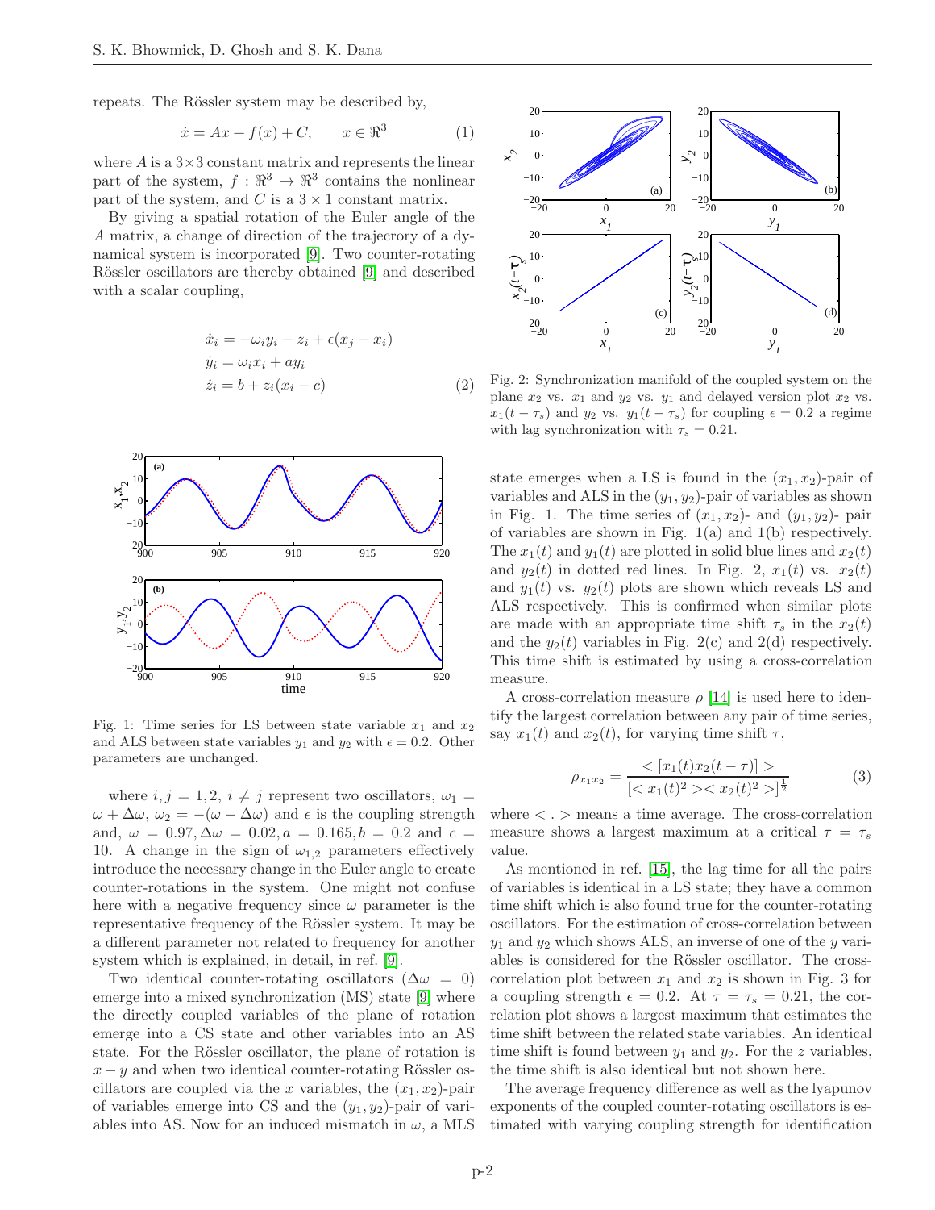repeats. The Rössler system may be described by,

$$\dot{x} = Ax + f(x) + C, \qquad x \in \Re^3 \tag{1}$$

where $A$ is a $3\times3$ constant matrix and represents the linear part of the system, $f : \Re^3 \to \Re^3$ contains the nonlinear part of the system, and $C$ is a $3 \times 1$ constant matrix.

By giving a spatial rotation of the Euler angle of the $A$ matrix, a change of direction of the trajecrory of a dynamical system is incorporated [9]. Two counter-rotating Rössler oscillators are thereby obtained [9] and described with a scalar coupling,

$$\begin{aligned}
\dot{x}_i &= -\omega_i y_i - z_i + \epsilon(x_j - x_i) \\
\dot{y}_i &= \omega_i x_i + a y_i \\
\dot{z}_i &= b + z_i(x_i - c)
\end{aligned} \tag{2}$$

(a)
$x_1, x_2$
20
10
0
−10
−20
900 905 910 915 920

(b)
$y_1, y_2$
20
10
0
−10
−20
900 905 910 915 920
time

Fig. 1: Time series for LS between state variable $x_1$ and $x_2$ and ALS between state variables $y_1$ and $y_2$ with $\epsilon = 0.2$. Other parameters are unchanged.

where $i, j = 1, 2$, $i \neq j$ represent two oscillators, $\omega_1 = \omega + \Delta\omega$, $\omega_2 = -(\omega - \Delta\omega)$ and $\epsilon$ is the coupling strength and, $\omega = 0.97, \Delta\omega = 0.02, a = 0.165, b = 0.2$ and $c = 10$. A change in the sign of $\omega_{1,2}$ parameters effectively introduce the necessary change in the Euler angle to create counter-rotations in the system. One might not confuse here with a negative frequency since $\omega$ parameter is the representative frequency of the Rössler system. It may be a different parameter not related to frequency for another system which is explained, in detail, in ref. [9].

Two identical counter-rotating oscillators ($\Delta\omega = 0$) emerge into a mixed synchronization (MS) state [9] where the directly coupled variables of the plane of rotation emerge into a CS state and other variables into an AS state. For the Rössler oscillator, the plane of rotation is $x - y$ and when two identical counter-rotating Rössler oscillators are coupled via the $x$ variables, the $(x_1, x_2)$-pair of variables emerge into CS and the $(y_1, y_2)$-pair of variables into AS. Now for an induced mismatch in $\omega$, a MLS

$x_2$ vs. $x_1$ (a); $y_2$ vs. $y_1$ (b); $x_2(t-\tau_s)$ vs. $x_1$ (c); $y_2(t-\tau_s)$ vs. $y_1$ (d)
20
10
0
−10
−20
−20 0 20

Fig. 2: Synchronization manifold of the coupled system on the plane $x_2$ vs. $x_1$ and $y_2$ vs. $y_1$ and delayed version plot $x_2$ vs. $x_1(t - \tau_s)$ and $y_2$ vs. $y_1(t - \tau_s)$ for coupling $\epsilon = 0.2$ a regime with lag synchronization with $\tau_s = 0.21$.

state emerges when a LS is found in the $(x_1, x_2)$-pair of variables and ALS in the $(y_1, y_2)$-pair of variables as shown in Fig. 1. The time series of $(x_1, x_2)$- and $(y_1, y_2)$- pair of variables are shown in Fig. 1(a) and 1(b) respectively. The $x_1(t)$ and $y_1(t)$ are plotted in solid blue lines and $x_2(t)$ and $y_2(t)$ in dotted red lines. In Fig. 2, $x_1(t)$ vs. $x_2(t)$ and $y_1(t)$ vs. $y_2(t)$ plots are shown which reveals LS and ALS respectively. This is confirmed when similar plots are made with an appropriate time shift $\tau_s$ in the $x_2(t)$ and the $y_2(t)$ variables in Fig. 2(c) and 2(d) respectively. This time shift is estimated by using a cross-correlation measure.

A cross-correlation measure $\rho$ [14] is used here to identify the largest correlation between any pair of time series, say $x_1(t)$ and $x_2(t)$, for varying time shift $\tau$,

$$\rho_{x_1 x_2} = \frac{< [x_1(t) x_2(t - \tau)] >}{[< x_1(t)^2 >< x_2(t)^2 >]^{\frac{1}{2}}} \tag{3}$$

where $< . >$ means a time average. The cross-correlation measure shows a largest maximum at a critical $\tau = \tau_s$ value.

As mentioned in ref. [15], the lag time for all the pairs of variables is identical in a LS state; they have a common time shift which is also found true for the counter-rotating oscillators. For the estimation of cross-correlation between $y_1$ and $y_2$ which shows ALS, an inverse of one of the $y$ variables is considered for the Rössler oscillator. The cross-correlation plot between $x_1$ and $x_2$ is shown in Fig. 3 for a coupling strength $\epsilon = 0.2$. At $\tau = \tau_s = 0.21$, the correlation plot shows a largest maximum that estimates the time shift between the related state variables. An identical time shift is found between $y_1$ and $y_2$. For the $z$ variables, the time shift is also identical but not shown here.

The average frequency difference as well as the lyapunov exponents of the coupled counter-rotating oscillators is estimated with varying coupling strength for identification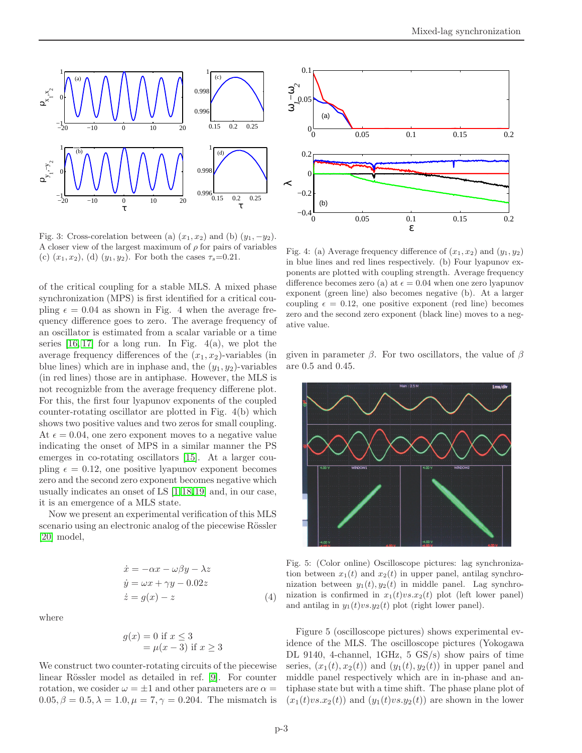(a)
$\rho_{x_1,x_2}$
1
0
−1
−20 −10 0 10 20

(c)
1
0.998
0.996
0.15 0.2 0.25

(b)
$\rho_{y_1,-y_2}$
1
0
−1
−20 −10 0 10 20
τ

(d)
1
0.998
0.996
0.15 0.2 0.25
τ

Fig. 3: Cross-corelation between (a) $(x_1, x_2)$ and (b) $(y_1, -y_2)$. A closer view of the largest maximum of $\rho$ for pairs of variables (c) $(x_1, x_2)$, (d) $(y_1, y_2)$. For both the cases $\tau_s$=0.21.

$\omega_1-\omega_2$
0.1
0.05
0
(a)
0 0.05 0.1 0.15 0.2

λ
0.2
0
−0.2
−0.4
(b)
0 0.05 0.1 0.15 0.2
ε

Fig. 4: (a) Average frequency difference of $(x_1, x_2)$ and $(y_1, y_2)$ in blue lines and red lines respectively. (b) Four lyapunov exponents are plotted with coupling strength. Average frequency difference becomes zero (a) at $\epsilon = 0.04$ when one zero lyapunov exponent (green line) also becomes negative (b). At a larger coupling $\epsilon = 0.12$, one positive exponent (red line) becomes zero and the second zero exponent (black line) moves to a negative value.

of the critical coupling for a stable MLS. A mixed phase synchronization (MPS) is first identified for a critical coupling $\epsilon = 0.04$ as shown in Fig. 4 when the average frequency difference goes to zero. The average frequency of an oscillator is estimated from a scalar variable or a time series [16,17] for a long run. In Fig. 4(a), we plot the average frequency differences of the $(x_1, x_2)$-variables (in blue lines) which are in inphase and, the $(y_1, y_2)$-variables (in red lines) those are in antiphase. However, the MLS is not recognizble from the average frequency differene plot. For this, the first four lyapunov exponents of the coupled counter-rotating oscillator are plotted in Fig. 4(b) which shows two positive values and two zeros for small coupling. At $\epsilon = 0.04$, one zero exponent moves to a negative value indicating the onset of MPS in a similar manner the PS emerges in co-rotating oscillators [15]. At a larger coupling $\epsilon = 0.12$, one positive lyapunov exponent becomes zero and the second zero exponent becomes negative which usually indicates an onset of LS [1,18,19] and, in our case, it is an emergence of a MLS state.

Now we present an experimental verification of this MLS scenario using an electronic analog of the piecewise Rössler [20] model,

$$\begin{aligned}
\dot{x} &= -\alpha x - \omega\beta y - \lambda z \\
\dot{y} &= \omega x + \gamma y - 0.02z \\
\dot{z} &= g(x) - z
\end{aligned} \tag{4}$$

where

$$\begin{aligned}
g(x) &= 0 \text{ if } x \leq 3 \\
&= \mu(x-3) \text{ if } x \geq 3
\end{aligned}$$

We construct two counter-rotating circuits of the piecewise linear Rössler model as detailed in ref. [9]. For counter rotation, we cosider $\omega = \pm 1$ and other parameters are $\alpha = 0.05, \beta = 0.5, \lambda = 1.0, \mu = 7, \gamma = 0.204$. The mismatch is given in parameter $\beta$. For two oscillators, the value of $\beta$ are 0.5 and 0.45.

Fig. 5: (Color online) Oscilloscope pictures: lag synchronization between $x_1(t)$ and $x_2(t)$ in upper panel, antilag synchronization between $y_1(t), y_2(t)$ in middle panel. Lag synchronization is confirmed in $x_1(t) vs. x_2(t)$ plot (left lower panel) and antilag in $y_1(t) vs. y_2(t)$ plot (right lower panel).

Figure 5 (oscilloscope pictures) shows experimental evidence of the MLS. The oscilloscope pictures (Yokogawa DL 9140, 4-channel, 1GHz, 5 GS/s) show pairs of time series, $(x_1(t), x_2(t))$ and $(y_1(t), y_2(t))$ in upper panel and middle panel respectively which are in in-phase and antiphase state but with a time shift. The phase plane plot of $(x_1(t) vs. x_2(t))$ and $(y_1(t) vs. y_2(t))$ are shown in the lower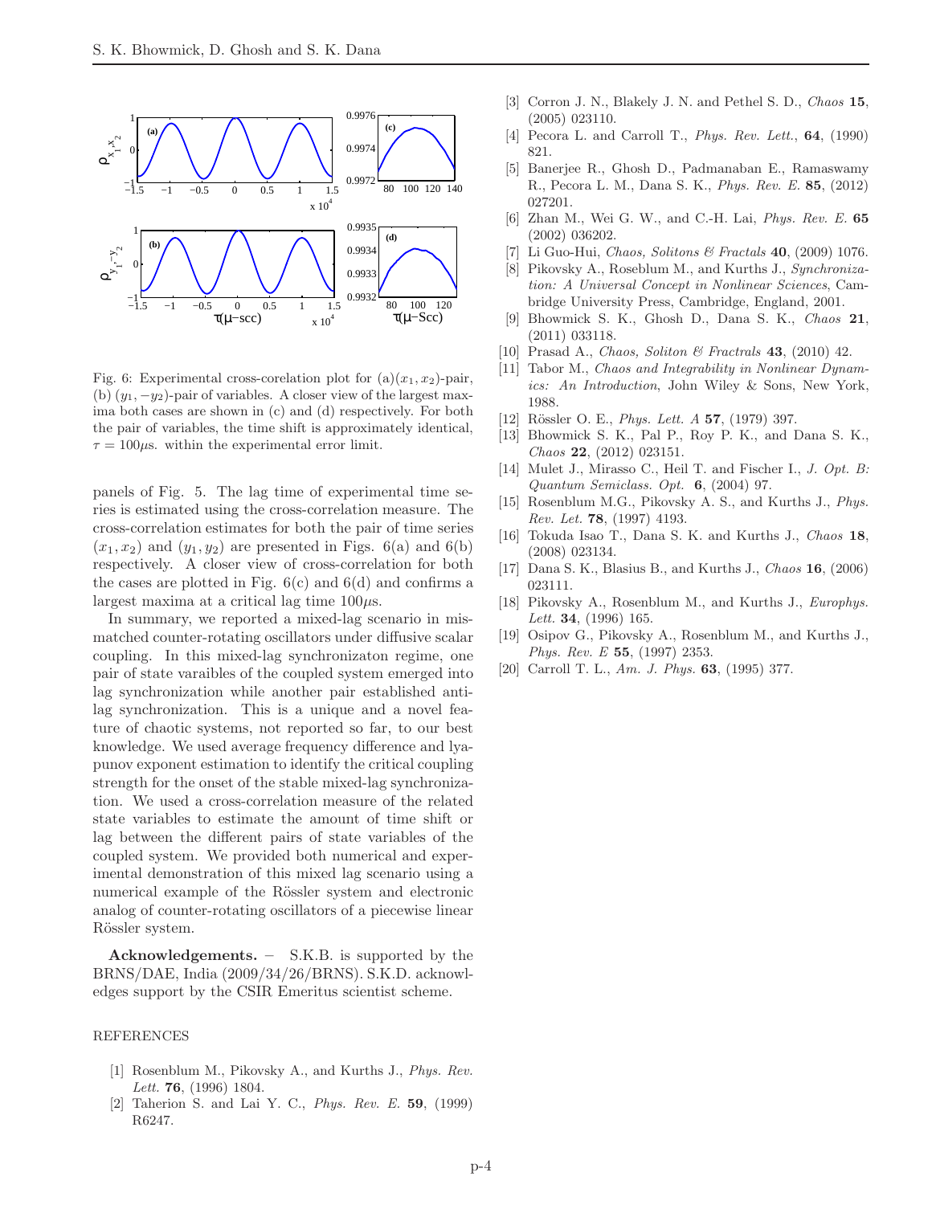(a)

$\rho_{x_1,x_2}$

1

0

−1

−1.5 −1 −0.5 0 0.5 1 1.5

x 10^4

(c)

0.9976

0.9974

0.9972

80 100 120 140

(b)

$\rho_{y_1,-y_2}$

1

0

−1

−1.5 −1 −0.5 0 0.5 1 1.5

τ(μ−scc)

x 10^4

(d)

0.9935

0.9934

0.9933

0.9932

80 100 120

τ(μ−Scc)

Fig. 6: Experimental cross-corelation plot for (a)$(x_1, x_2)$-pair, (b) $(y_1, -y_2)$-pair of variables. A closer view of the largest maxima both cases are shown in (c) and (d) respectively. For both the pair of variables, the time shift is approximately identical, $\tau = 100\mu s$. within the experimental error limit.

panels of Fig. 5. The lag time of experimental time series is estimated using the cross-correlation measure. The cross-correlation estimates for both the pair of time series $(x_1, x_2)$ and $(y_1, y_2)$ are presented in Figs. 6(a) and 6(b) respectively. A closer view of cross-correlation for both the cases are plotted in Fig. 6(c) and 6(d) and confirms a largest maxima at a critical lag time $100\mu s$.

In summary, we reported a mixed-lag scenario in mismatched counter-rotating oscillators under diffusive scalar coupling. In this mixed-lag synchronizaton regime, one pair of state varaibles of the coupled system emerged into lag synchronization while another pair established antilag synchronization. This is a unique and a novel feature of chaotic systems, not reported so far, to our best knowledge. We used average frequency difference and lyapunov exponent estimation to identify the critical coupling strength for the onset of the stable mixed-lag synchronization. We used a cross-correlation measure of the related state variables to estimate the amount of time shift or lag between the different pairs of state variables of the coupled system. We provided both numerical and experimental demonstration of this mixed lag scenario using a numerical example of the Rössler system and electronic analog of counter-rotating oscillators of a piecewise linear Rössler system.

**Acknowledgements.** – S.K.B. is supported by the BRNS/DAE, India (2009/34/26/BRNS). S.K.D. acknowledges support by the CSIR Emeritus scientist scheme.

REFERENCES

[1] Rosenblum M., Pikovsky A., and Kurths J., *Phys. Rev. Lett.* **76**, (1996) 1804.

[2] Taherion S. and Lai Y. C., *Phys. Rev. E.* **59**, (1999) R6247.

[3] Corron J. N., Blakely J. N. and Pethel S. D., *Chaos* **15**, (2005) 023110.

[4] Pecora L. and Carroll T., *Phys. Rev. Lett.*, **64**, (1990) 821.

[5] Banerjee R., Ghosh D., Padmanaban E., Ramaswamy R., Pecora L. M., Dana S. K., *Phys. Rev. E.* **85**, (2012) 027201.

[6] Zhan M., Wei G. W., and C.-H. Lai, *Phys. Rev. E.* **65** (2002) 036202.

[7] Li Guo-Hui, *Chaos, Solitons & Fractals* **40**, (2009) 1076.

[8] Pikovsky A., Roseblum M., and Kurths J., *Synchronization: A Universal Concept in Nonlinear Sciences*, Cambridge University Press, Cambridge, England, 2001.

[9] Bhowmick S. K., Ghosh D., Dana S. K., *Chaos* **21**, (2011) 033118.

[10] Prasad A., *Chaos, Soliton & Fractrals* **43**, (2010) 42.

[11] Tabor M., *Chaos and Integrability in Nonlinear Dynamics: An Introduction*, John Wiley & Sons, New York, 1988.

[12] Rössler O. E., *Phys. Lett. A* **57**, (1979) 397.

[13] Bhowmick S. K., Pal P., Roy P. K., and Dana S. K., *Chaos* **22**, (2012) 023151.

[14] Mulet J., Mirasso C., Heil T. and Fischer I., *J. Opt. B: Quantum Semiclass. Opt.* **6**, (2004) 97.

[15] Rosenblum M.G., Pikovsky A. S., and Kurths J., *Phys. Rev. Let.* **78**, (1997) 4193.

[16] Tokuda Isao T., Dana S. K. and Kurths J., *Chaos* **18**, (2008) 023134.

[17] Dana S. K., Blasius B., and Kurths J., *Chaos* **16**, (2006) 023111.

[18] Pikovsky A., Rosenblum M., and Kurths J., *Europhys. Lett.* **34**, (1996) 165.

[19] Osipov G., Pikovsky A., Rosenblum M., and Kurths J., *Phys. Rev. E* **55**, (1997) 2353.

[20] Carroll T. L., *Am. J. Phys.* **63**, (1995) 377.